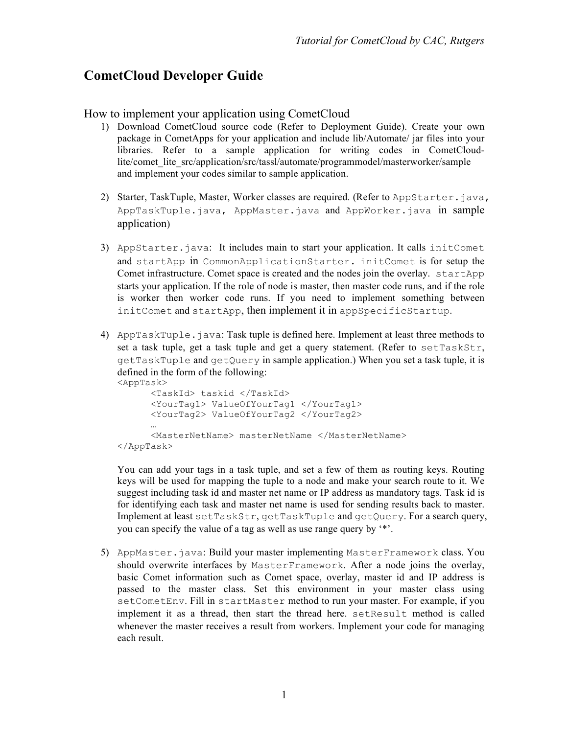# CometCloud Developer Guide

## How to implement your application using CometCloud

1) Download CometCloud source code (Refer to Deployment Guide). Create your own package in CometApps for your application and include lib/Automate/ jar files into your libraries. Refer to a sample application for writing codes in CometCloud-lite/comet_lite_src/application/src/tassl/automate/programmodel/masterworker/sample and implement your codes similar to sample application.

2) Starter, TaskTuple, Master, Worker classes are required. (Refer to `AppStarter.java`, `AppTaskTuple.java`, `AppMaster.java` and `AppWorker.java` in sample application)

3) `AppStarter.java`: It includes main to start your application. It calls `initComet` and `startApp` in `CommonApplicationStarter`. `initComet` is for setup the Comet infrastructure. Comet space is created and the nodes join the overlay. `startApp` starts your application. If the role of node is master, then master code runs, and if the role is worker then worker code runs. If you need to implement something between `initComet` and `startApp`, then implement it in `appSpecificStartup`.

4) `AppTaskTuple.java`: Task tuple is defined here. Implement at least three methods to set a task tuple, get a task tuple and get a query statement. (Refer to `setTaskStr`, `getTaskTuple` and `getQuery` in sample application.) When you set a task tuple, it is defined in the form of the following:

```
<AppTask>
      <TaskId> taskid </TaskId>
      <YourTag1> ValueOfYourTag1 </YourTag1>
      <YourTag2> ValueOfYourTag2 </YourTag2>
      …
      <MasterNetName> masterNetName </MasterNetName>
</AppTask>
```

   You can add your tags in a task tuple, and set a few of them as routing keys. Routing keys will be used for mapping the tuple to a node and make your search route to it. We suggest including task id and master net name or IP address as mandatory tags. Task id is for identifying each task and master net name is used for sending results back to master. Implement at least `setTaskStr`, `getTaskTuple` and `getQuery`. For a search query, you can specify the value of a tag as well as use range query by '*'.

5) `AppMaster.java`: Build your master implementing `MasterFramework` class. You should overwrite interfaces by `MasterFramework`. After a node joins the overlay, basic Comet information such as Comet space, overlay, master id and IP address is passed to the master class. Set this environment in your master class using `setCometEnv`. Fill in `startMaster` method to run your master. For example, if you implement it as a thread, then start the thread here. `setResult` method is called whenever the master receives a result from workers. Implement your code for managing each result.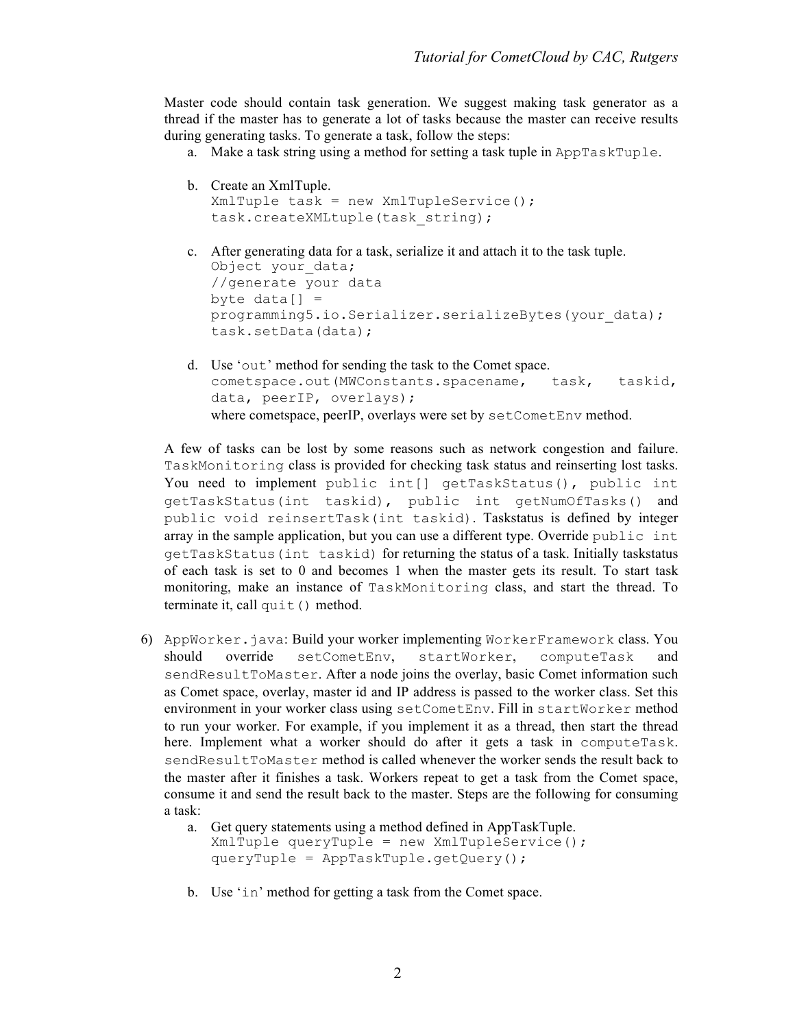Master code should contain task generation. We suggest making task generator as a thread if the master has to generate a lot of tasks because the master can receive results during generating tasks. To generate a task, follow the steps:

a. Make a task string using a method for setting a task tuple in `AppTaskTuple`.

b. Create an XmlTuple.
```
XmlTuple task = new XmlTupleService();
task.createXMLtuple(task_string);
```

c. After generating data for a task, serialize it and attach it to the task tuple.
```
Object your_data;
//generate your data
byte data[] =
programming5.io.Serializer.serializeBytes(your_data);
task.setData(data);
```

d. Use '`out`' method for sending the task to the Comet space.
```
cometspace.out(MWConstants.spacename, task, taskid,
data, peerIP, overlays);
```
where cometspace, peerIP, overlays were set by `setCometEnv` method.

A few of tasks can be lost by some reasons such as network congestion and failure. `TaskMonitoring` class is provided for checking task status and reinserting lost tasks. You need to implement `public int[] getTaskStatus()`, `public int getTaskStatus(int taskid)`, `public int getNumOfTasks()` and `public void reinsertTask(int taskid)`. Taskstatus is defined by integer array in the sample application, but you can use a different type. Override `public int getTaskStatus(int taskid)` for returning the status of a task. Initially taskstatus of each task is set to 0 and becomes 1 when the master gets its result. To start task monitoring, make an instance of `TaskMonitoring` class, and start the thread. To terminate it, call `quit()` method.

6) `AppWorker.java`: Build your worker implementing `WorkerFramework` class. You should override `setCometEnv`, `startWorker`, `computeTask` and `sendResultToMaster`. After a node joins the overlay, basic Comet information such as Comet space, overlay, master id and IP address is passed to the worker class. Set this environment in your worker class using `setCometEnv`. Fill in `startWorker` method to run your worker. For example, if you implement it as a thread, then start the thread here. Implement what a worker should do after it gets a task in `computeTask`. `sendResultToMaster` method is called whenever the worker sends the result back to the master after it finishes a task. Workers repeat to get a task from the Comet space, consume it and send the result back to the master. Steps are the following for consuming a task:

a. Get query statements using a method defined in AppTaskTuple.
```
XmlTuple queryTuple = new XmlTupleService();
queryTuple = AppTaskTuple.getQuery();
```

b. Use '`in`' method for getting a task from the Comet space.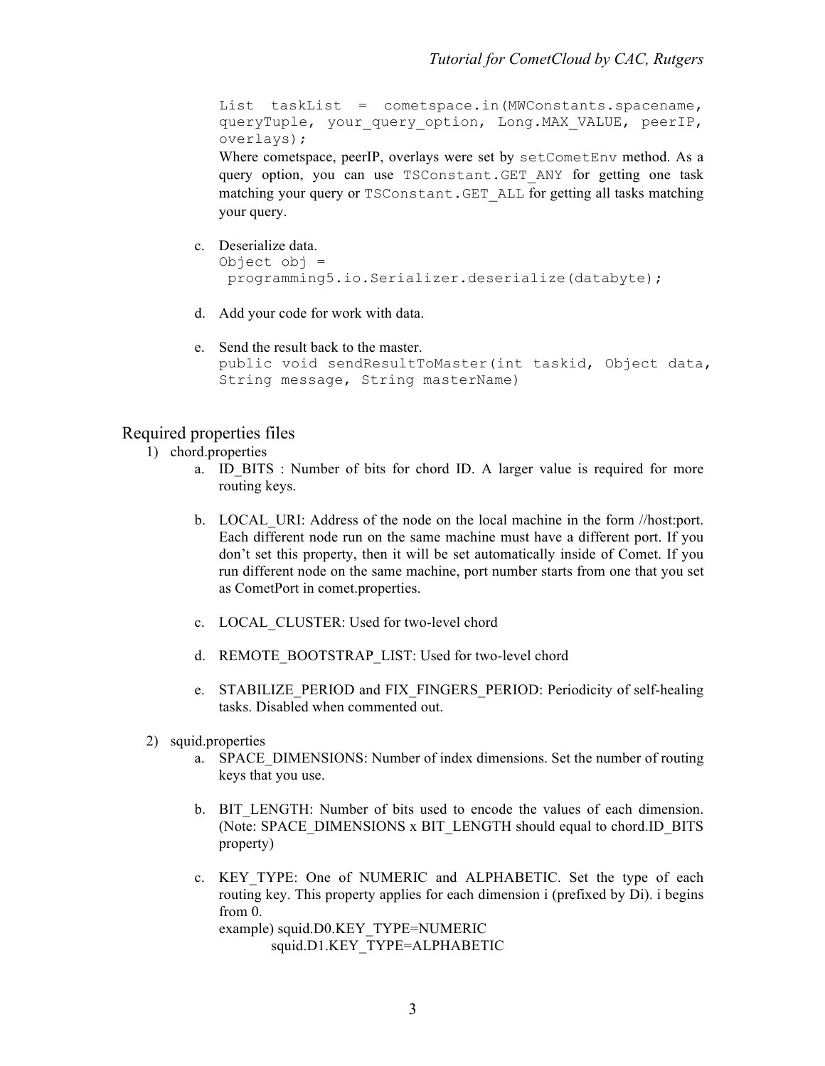```
List taskList = cometspace.in(MWConstants.spacename, queryTuple, your_query_option, Long.MAX_VALUE, peerIP, overlays);
```

Where cometspace, peerIP, overlays were set by `setCometEnv` method. As a query option, you can use `TSConstant.GET_ANY` for getting one task matching your query or `TSConstant.GET_ALL` for getting all tasks matching your query.

c. Deserialize data.

```
Object obj =
 programming5.io.Serializer.deserialize(databyte);
```

d. Add your code for work with data.

e. Send the result back to the master.

```
public void sendResultToMaster(int taskid, Object data, String message, String masterName)
```

## Required properties files

1) chord.properties

a. ID_BITS : Number of bits for chord ID. A larger value is required for more routing keys.

b. LOCAL_URI: Address of the node on the local machine in the form //host:port. Each different node run on the same machine must have a different port. If you don't set this property, then it will be set automatically inside of Comet. If you run different node on the same machine, port number starts from one that you set as CometPort in comet.properties.

c. LOCAL_CLUSTER: Used for two-level chord

d. REMOTE_BOOTSTRAP_LIST: Used for two-level chord

e. STABILIZE_PERIOD and FIX_FINGERS_PERIOD: Periodicity of self-healing tasks. Disabled when commented out.

2) squid.properties

a. SPACE_DIMENSIONS: Number of index dimensions. Set the number of routing keys that you use.

b. BIT_LENGTH: Number of bits used to encode the values of each dimension. (Note: SPACE_DIMENSIONS x BIT_LENGTH should equal to chord.ID_BITS property)

c. KEY_TYPE: One of NUMERIC and ALPHABETIC. Set the type of each routing key. This property applies for each dimension i (prefixed by Di). i begins from 0.
example) squid.D0.KEY_TYPE=NUMERIC
squid.D1.KEY_TYPE=ALPHABETIC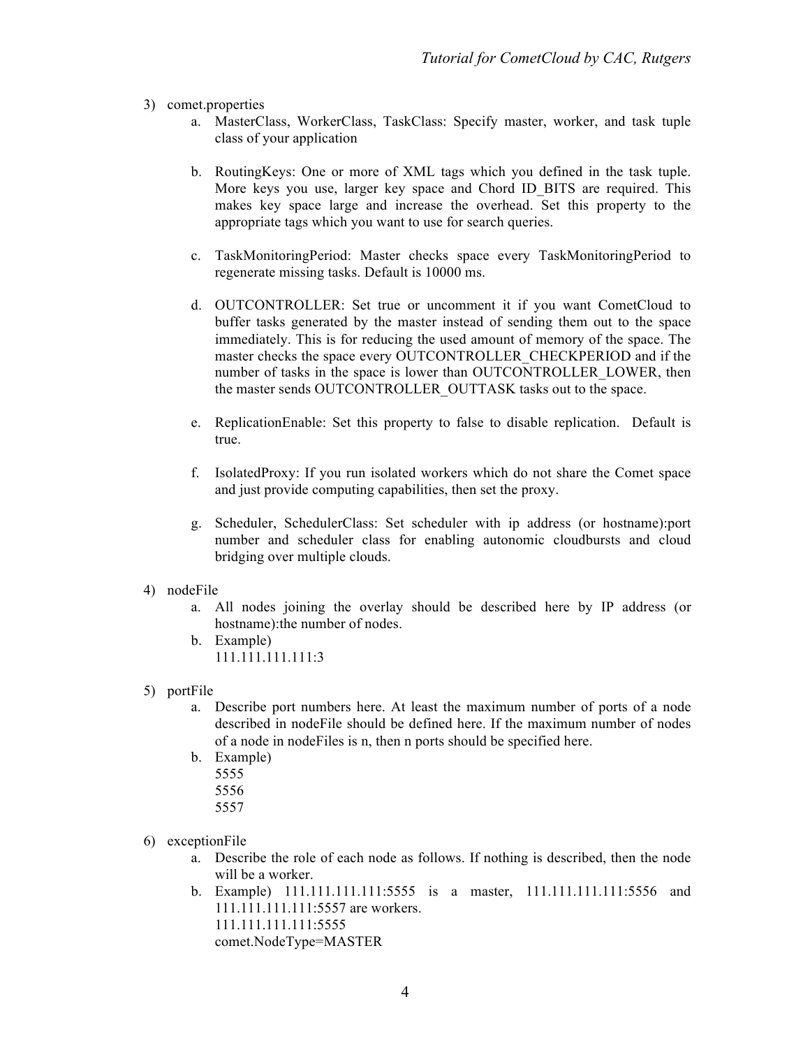3) comet.properties
   a. MasterClass, WorkerClass, TaskClass: Specify master, worker, and task tuple class of your application

   b. RoutingKeys: One or more of XML tags which you defined in the task tuple. More keys you use, larger key space and Chord ID_BITS are required. This makes key space large and increase the overhead. Set this property to the appropriate tags which you want to use for search queries.

   c. TaskMonitoringPeriod: Master checks space every TaskMonitoringPeriod to regenerate missing tasks. Default is 10000 ms.

   d. OUTCONTROLLER: Set true or uncomment it if you want CometCloud to buffer tasks generated by the master instead of sending them out to the space immediately. This is for reducing the used amount of memory of the space. The master checks the space every OUTCONTROLLER_CHECKPERIOD and if the number of tasks in the space is lower than OUTCONTROLLER_LOWER, then the master sends OUTCONTROLLER_OUTTASK tasks out to the space.

   e. ReplicationEnable: Set this property to false to disable replication. Default is true.

   f. IsolatedProxy: If you run isolated workers which do not share the Comet space and just provide computing capabilities, then set the proxy.

   g. Scheduler, SchedulerClass: Set scheduler with ip address (or hostname):port number and scheduler class for enabling autonomic cloudbursts and cloud bridging over multiple clouds.

4) nodeFile
   a. All nodes joining the overlay should be described here by IP address (or hostname):the number of nodes.
   b. Example)
      111.111.111.111:3

5) portFile
   a. Describe port numbers here. At least the maximum number of ports of a node described in nodeFile should be defined here. If the maximum number of nodes of a node in nodeFiles is n, then n ports should be specified here.
   b. Example)
      5555
      5556
      5557

6) exceptionFile
   a. Describe the role of each node as follows. If nothing is described, then the node will be a worker.
   b. Example) 111.111.111.111:5555 is a master, 111.111.111.111:5556 and 111.111.111.111:5557 are workers.
      111.111.111.111:5555
      comet.NodeType=MASTER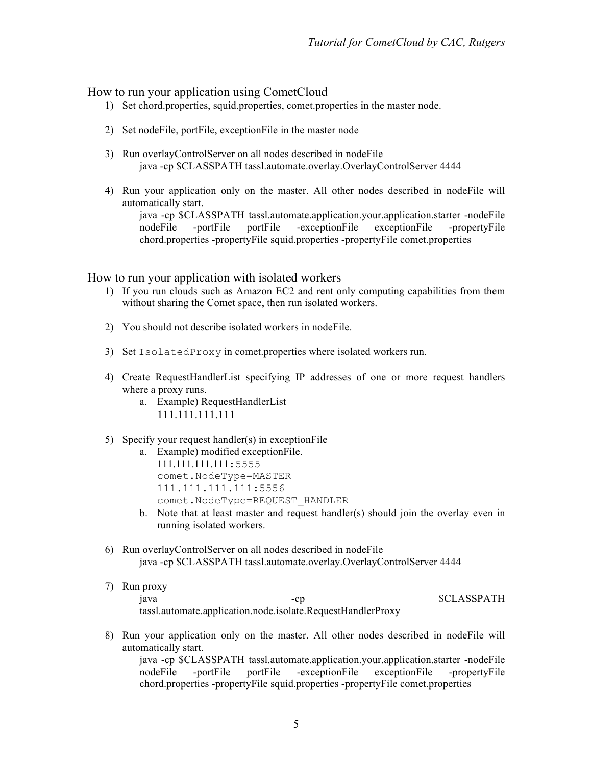## How to run your application using CometCloud

1) Set chord.properties, squid.properties, comet.properties in the master node.

2) Set nodeFile, portFile, exceptionFile in the master node

3) Run overlayControlServer on all nodes described in nodeFile

   ```
   java -cp $CLASSPATH tassl.automate.overlay.OverlayControlServer 4444
   ```

4) Run your application only on the master. All other nodes described in nodeFile will automatically start.

   ```
   java -cp $CLASSPATH tassl.automate.application.your.application.starter -nodeFile nodeFile -portFile portFile -exceptionFile exceptionFile -propertyFile chord.properties -propertyFile squid.properties -propertyFile comet.properties
   ```

## How to run your application with isolated workers

1) If you run clouds such as Amazon EC2 and rent only computing capabilities from them without sharing the Comet space, then run isolated workers.

2) You should not describe isolated workers in nodeFile.

3) Set `IsolatedProxy` in comet.properties where isolated workers run.

4) Create RequestHandlerList specifying IP addresses of one or more request handlers where a proxy runs.

   a. Example) RequestHandlerList

   ```
   111.111.111.111
   ```

5) Specify your request handler(s) in exceptionFile

   a. Example) modified exceptionFile.

   ```
   111.111.111.111:5555
   comet.NodeType=MASTER
   111.111.111.111:5556
   comet.NodeType=REQUEST_HANDLER
   ```

   b. Note that at least master and request handler(s) should join the overlay even in running isolated workers.

6) Run overlayControlServer on all nodes described in nodeFile

   ```
   java -cp $CLASSPATH tassl.automate.overlay.OverlayControlServer 4444
   ```

7) Run proxy

   ```
   java -cp $CLASSPATH tassl.automate.application.node.isolate.RequestHandlerProxy
   ```

8) Run your application only on the master. All other nodes described in nodeFile will automatically start.

   ```
   java -cp $CLASSPATH tassl.automate.application.your.application.starter -nodeFile nodeFile -portFile portFile -exceptionFile exceptionFile -propertyFile chord.properties -propertyFile squid.properties -propertyFile comet.properties
   ```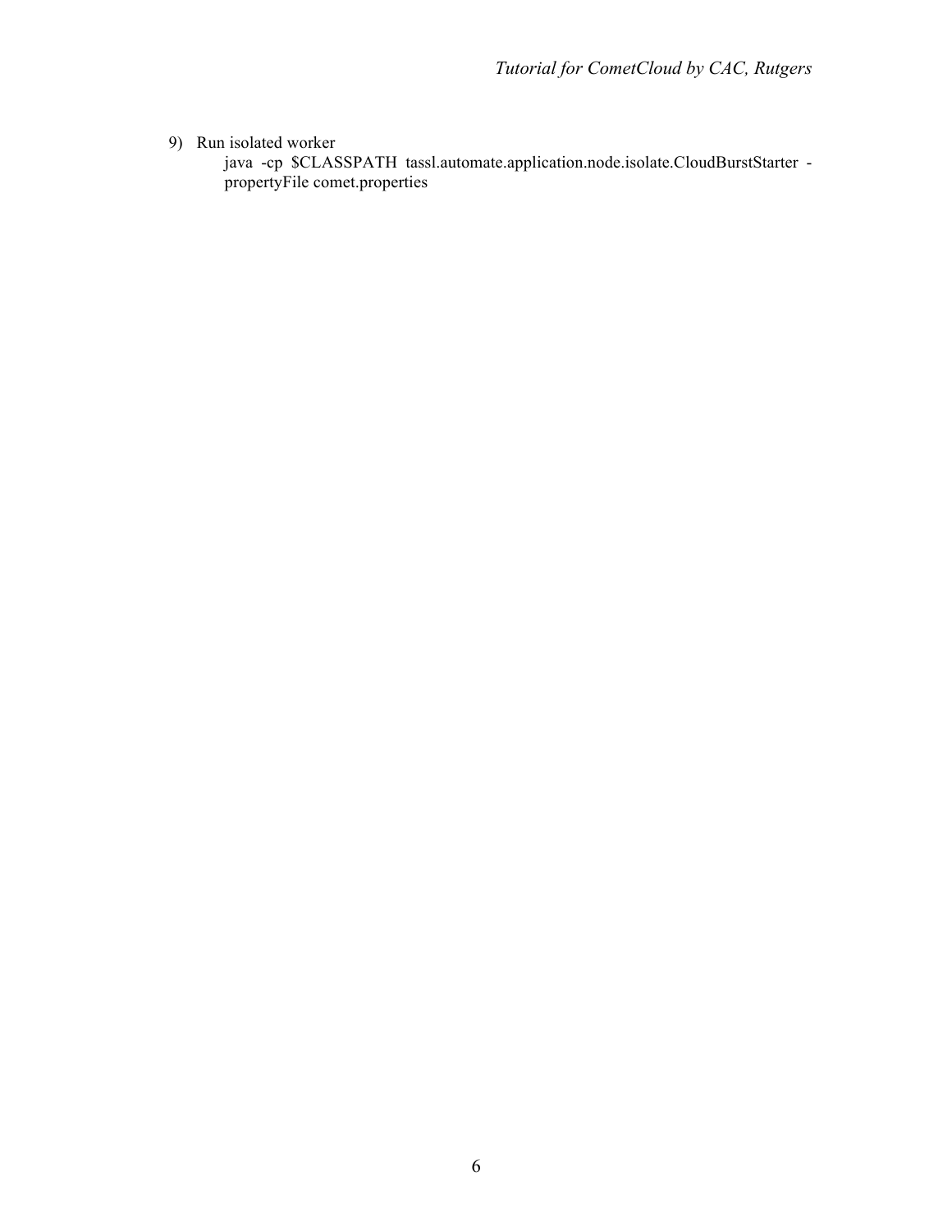9) Run isolated worker

   java -cp $CLASSPATH tassl.automate.application.node.isolate.CloudBurstStarter -propertyFile comet.properties